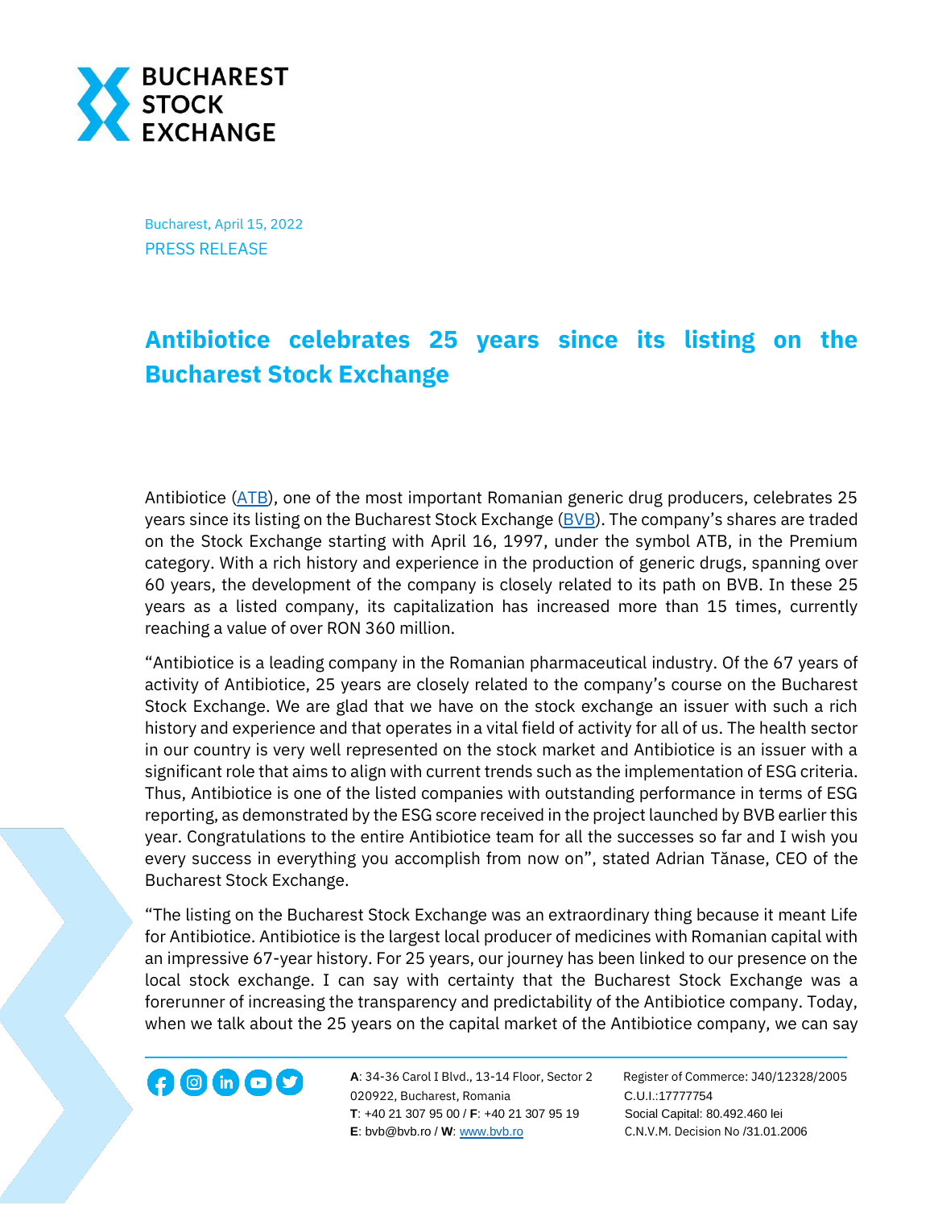Bucharest, April 15, 2022

PRESS RELEASE

# Antibiotice celebrates 25 years since its listing on the Bucharest Stock Exchange

Antibiotice (ATB), one of the most important Romanian generic drug producers, celebrates 25 years since its listing on the Bucharest Stock Exchange (BVB). The company's shares are traded on the Stock Exchange starting with April 16, 1997, under the symbol ATB, in the Premium category. With a rich history and experience in the production of generic drugs, spanning over 60 years, the development of the company is closely related to its path on BVB. In these 25 years as a listed company, its capitalization has increased more than 15 times, currently reaching a value of over RON 360 million.

"Antibiotice is a leading company in the Romanian pharmaceutical industry. Of the 67 years of activity of Antibiotice, 25 years are closely related to the company's course on the Bucharest Stock Exchange. We are glad that we have on the stock exchange an issuer with such a rich history and experience and that operates in a vital field of activity for all of us. The health sector in our country is very well represented on the stock market and Antibiotice is an issuer with a significant role that aims to align with current trends such as the implementation of ESG criteria. Thus, Antibiotice is one of the listed companies with outstanding performance in terms of ESG reporting, as demonstrated by the ESG score received in the project launched by BVB earlier this year. Congratulations to the entire Antibiotice team for all the successes so far and I wish you every success in everything you accomplish from now on", stated Adrian Tănase, CEO of the Bucharest Stock Exchange.

"The listing on the Bucharest Stock Exchange was an extraordinary thing because it meant Life for Antibiotice. Antibiotice is the largest local producer of medicines with Romanian capital with an impressive 67-year history. For 25 years, our journey has been linked to our presence on the local stock exchange. I can say with certainty that the Bucharest Stock Exchange was a forerunner of increasing the transparency and predictability of the Antibiotice company. Today, when we talk about the 25 years on the capital market of the Antibiotice company, we can say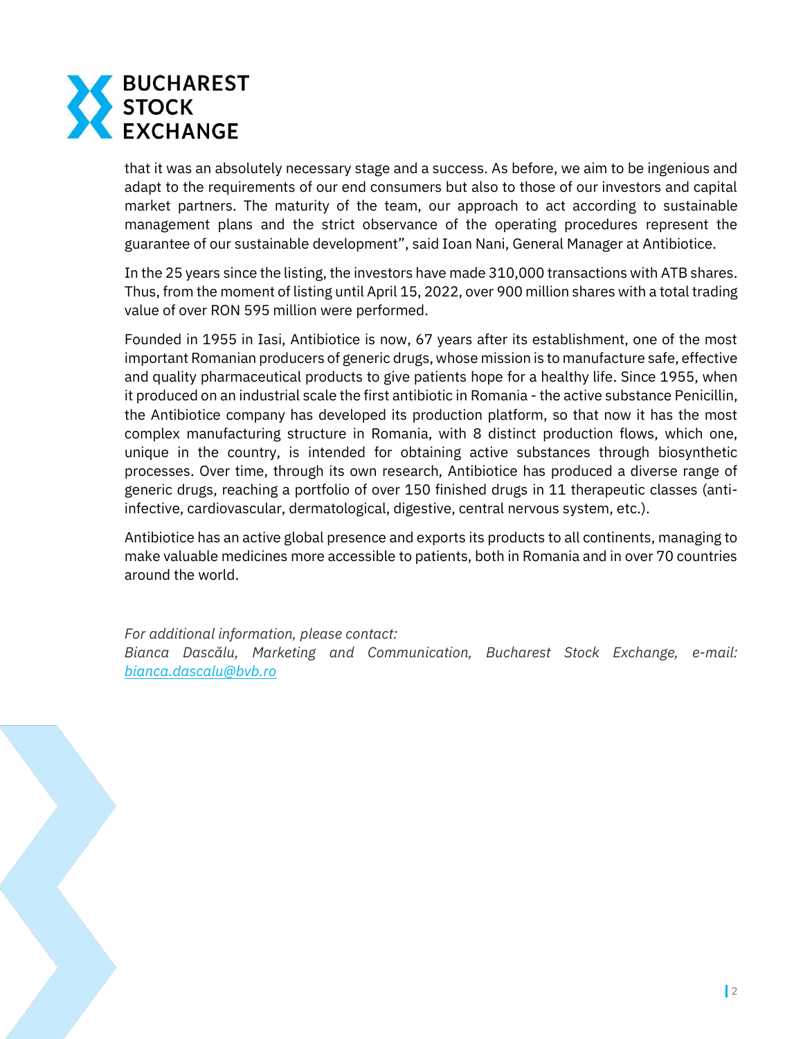that it was an absolutely necessary stage and a success. As before, we aim to be ingenious and adapt to the requirements of our end consumers but also to those of our investors and capital market partners. The maturity of the team, our approach to act according to sustainable management plans and the strict observance of the operating procedures represent the guarantee of our sustainable development", said Ioan Nani, General Manager at Antibiotice.

In the 25 years since the listing, the investors have made 310,000 transactions with ATB shares. Thus, from the moment of listing until April 15, 2022, over 900 million shares with a total trading value of over RON 595 million were performed.

Founded in 1955 in Iasi, Antibiotice is now, 67 years after its establishment, one of the most important Romanian producers of generic drugs, whose mission is to manufacture safe, effective and quality pharmaceutical products to give patients hope for a healthy life. Since 1955, when it produced on an industrial scale the first antibiotic in Romania - the active substance Penicillin, the Antibiotice company has developed its production platform, so that now it has the most complex manufacturing structure in Romania, with 8 distinct production flows, which one, unique in the country, is intended for obtaining active substances through biosynthetic processes. Over time, through its own research, Antibiotice has produced a diverse range of generic drugs, reaching a portfolio of over 150 finished drugs in 11 therapeutic classes (anti-infective, cardiovascular, dermatological, digestive, central nervous system, etc.).

Antibiotice has an active global presence and exports its products to all continents, managing to make valuable medicines more accessible to patients, both in Romania and in over 70 countries around the world.

*For additional information, please contact:*
*Bianca Dascălu, Marketing and Communication, Bucharest Stock Exchange, e-mail: [bianca.dascalu@bvb.ro](mailto:bianca.dascalu@bvb.ro)*